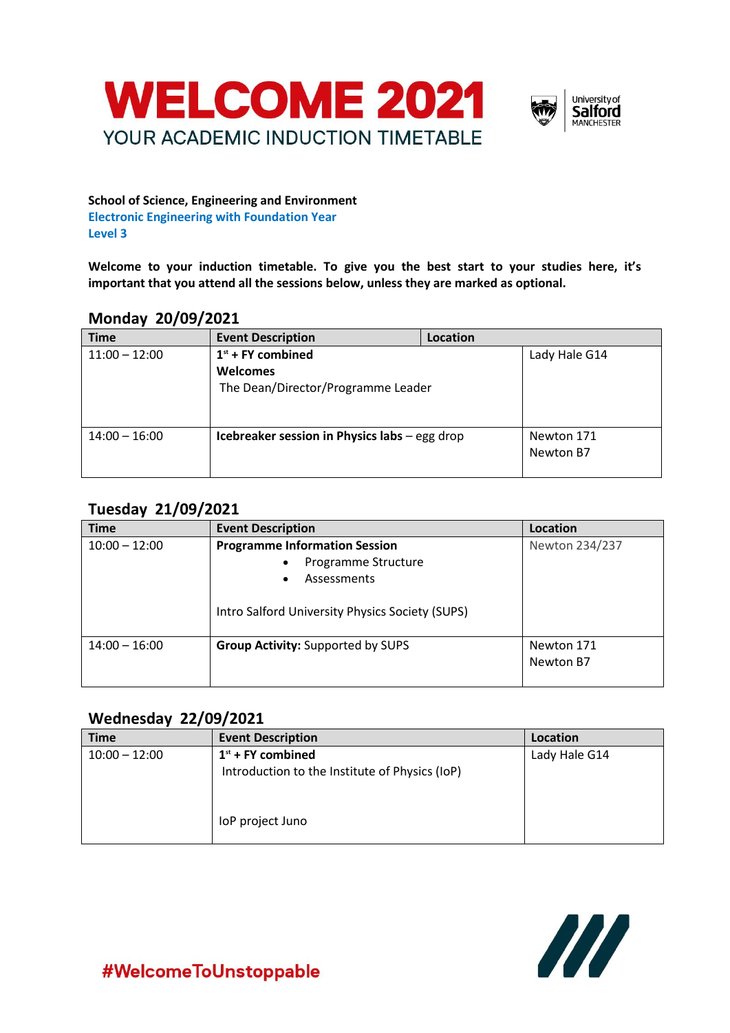# WELCOME 2021

## YOUR ACADEMIC INDUCTION TIMETABLE

**School of Science, Engineering and Environment**
**Electronic Engineering with Foundation Year**
**Level 3**

**Welcome to your induction timetable. To give you the best start to your studies here, it's important that you attend all the sessions below, unless they are marked as optional.**

### Monday 20/09/2021

| Time | Event Description | Location |
|---|---|---|
| 11:00 – 12:00 | **1st + FY combined**<br>**Welcomes**<br>The Dean/Director/Programme Leader | Lady Hale G14 |
| 14:00 – 16:00 | **Icebreaker session in Physics labs** – egg drop | Newton 171<br>Newton B7 |

### Tuesday 21/09/2021

| Time | Event Description | Location |
|---|---|---|
| 10:00 – 12:00 | **Programme Information Session**<br>• Programme Structure<br>• Assessments<br><br>Intro Salford University Physics Society (SUPS) | Newton 234/237 |
| 14:00 – 16:00 | **Group Activity:** Supported by SUPS | Newton 171<br>Newton B7 |

### Wednesday 22/09/2021

| Time | Event Description | Location |
|---|---|---|
| 10:00 – 12:00 | **1st + FY combined**<br>Introduction to the Institute of Physics (IoP)<br><br>IoP project Juno | Lady Hale G14 |

#WelcomeToUnstoppable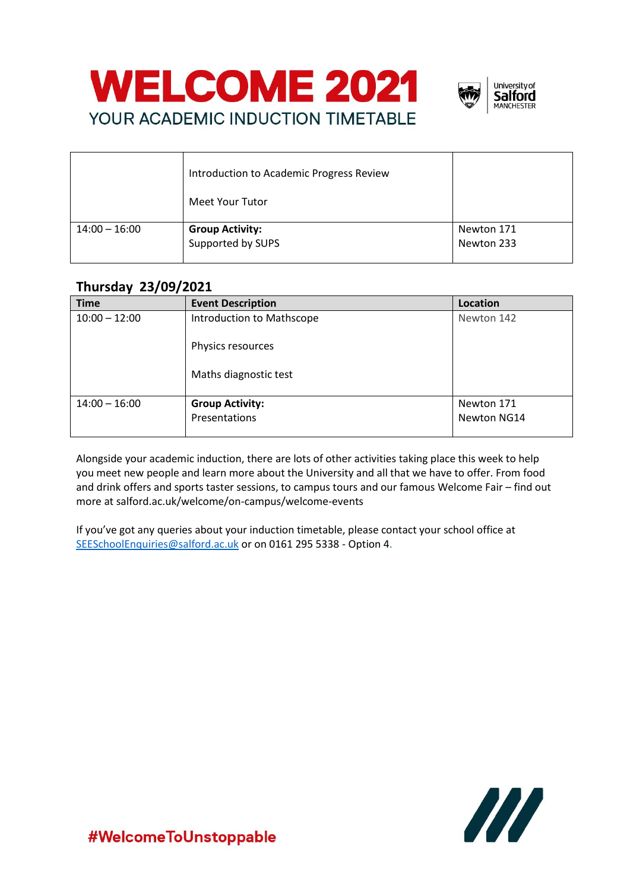# WELCOME 2021

YOUR ACADEMIC INDUCTION TIMETABLE

| | | |
|---|---|---|
| | Introduction to Academic Progress Review<br><br>Meet Your Tutor | |
| 14:00 – 16:00 | **Group Activity:**<br>Supported by SUPS | Newton 171<br>Newton 233 |

## Thursday 23/09/2021

| Time | Event Description | Location |
|---|---|---|
| 10:00 – 12:00 | Introduction to Mathscope<br><br>Physics resources<br><br>Maths diagnostic test | Newton 142 |
| 14:00 – 16:00 | **Group Activity:**<br>Presentations | Newton 171<br>Newton NG14 |

Alongside your academic induction, there are lots of other activities taking place this week to help you meet new people and learn more about the University and all that we have to offer. From food and drink offers and sports taster sessions, to campus tours and our famous Welcome Fair – find out more at salford.ac.uk/welcome/on-campus/welcome-events

If you've got any queries about your induction timetable, please contact your school office at SEESchoolEnquiries@salford.ac.uk or on 0161 295 5338 - Option 4.

#WelcomeToUnstoppable